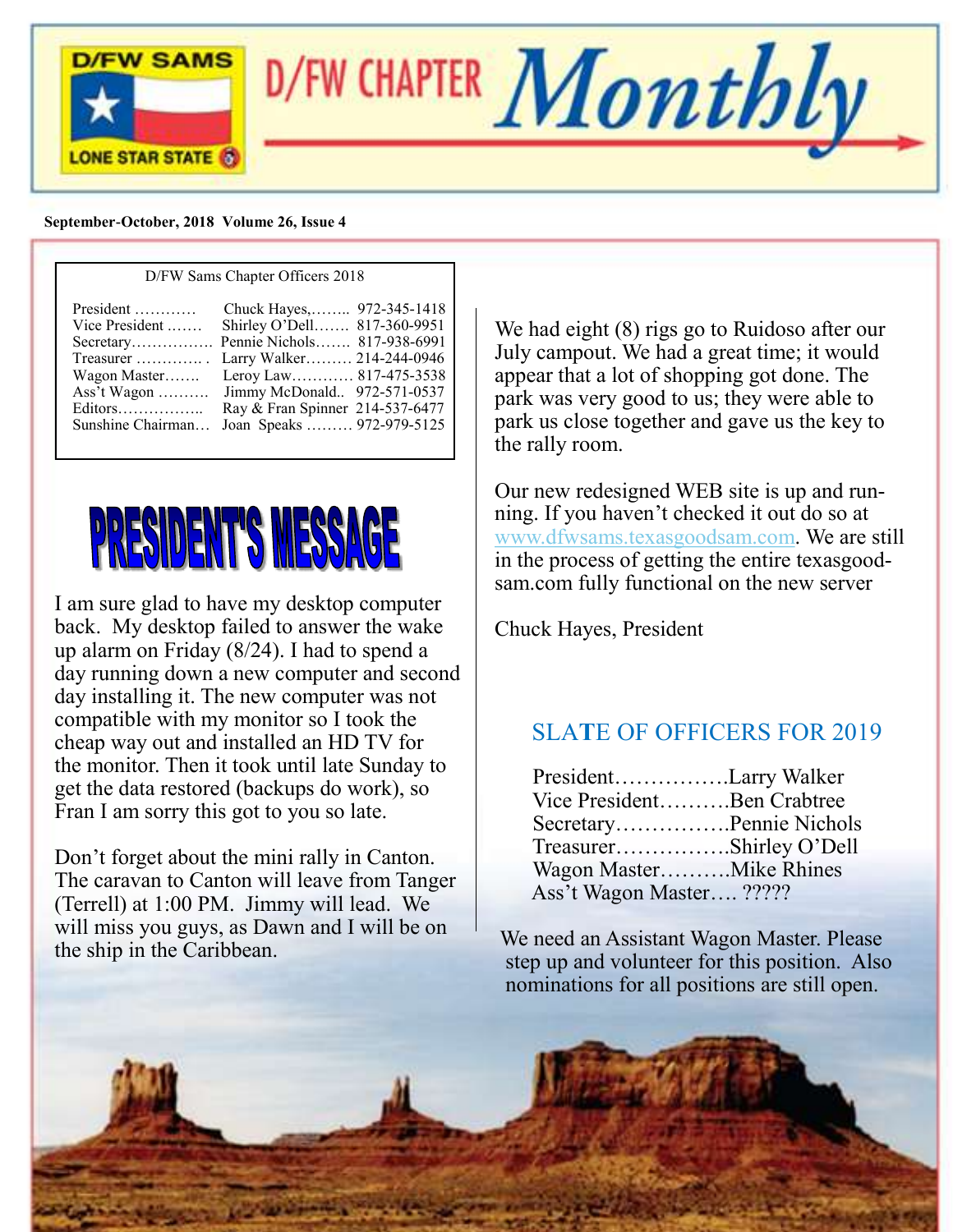# D/FW CHAPTER Monthly

D/FW SAMS LONE STAR STATE

**September-October, 2018 Volume 26, Issue 4**

D/FW Sams Chapter Officers 2018

| | | |
|---|---|---|
| President ………… | Chuck Hayes,…….. | 972-345-1418 |
| Vice President ……. | Shirley O'Dell……. | 817-360-9951 |
| Secretary……………. | Pennie Nichols……. | 817-938-6991 |
| Treasurer …………. . | Larry Walker……… | 214-244-0946 |
| Wagon Master……. | Leroy Law………… | 817-475-3538 |
| Ass't Wagon ………. | Jimmy McDonald.. | 972-571-0537 |
| Editors…………….. | Ray & Fran Spinner | 214-537-6477 |
| Sunshine Chairman… | Joan Speaks ……… | 972-979-5125 |

## PRESIDENT'S MESSAGE

I am sure glad to have my desktop computer back. My desktop failed to answer the wake up alarm on Friday (8/24). I had to spend a day running down a new computer and second day installing it. The new computer was not compatible with my monitor so I took the cheap way out and installed an HD TV for the monitor. Then it took until late Sunday to get the data restored (backups do work), so Fran I am sorry this got to you so late.

Don't forget about the mini rally in Canton. The caravan to Canton will leave from Tanger (Terrell) at 1:00 PM. Jimmy will lead. We will miss you guys, as Dawn and I will be on the ship in the Caribbean.

We had eight (8) rigs go to Ruidoso after our July campout. We had a great time; it would appear that a lot of shopping got done. The park was very good to us; they were able to park us close together and gave us the key to the rally room.

Our new redesigned WEB site is up and running. If you haven't checked it out do so at www.dfwsams.texasgoodsam.com. We are still in the process of getting the entire texasgoodsam.com fully functional on the new server

Chuck Hayes, President

## SLATE OF OFFICERS FOR 2019

President…………….Larry Walker
Vice President……….Ben Crabtree
Secretary…………….Pennie Nichols
Treasurer…………….Shirley O'Dell
Wagon Master……….Mike Rhines
Ass't Wagon Master…. ?????

We need an Assistant Wagon Master. Please step up and volunteer for this position. Also nominations for all positions are still open.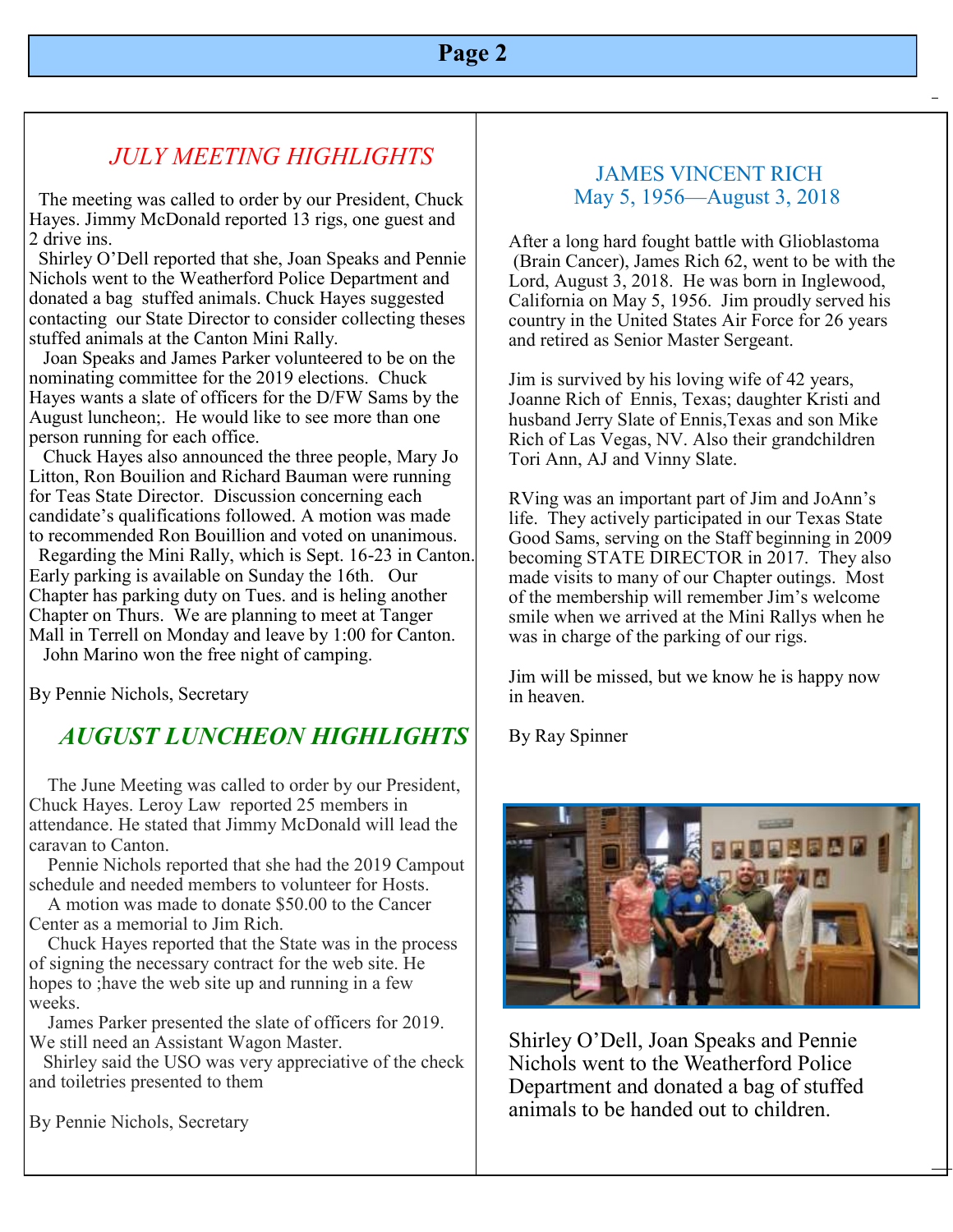## JULY MEETING HIGHLIGHTS

The meeting was called to order by our President, Chuck Hayes. Jimmy McDonald reported 13 rigs, one guest and 2 drive ins.

Shirley O'Dell reported that she, Joan Speaks and Pennie Nichols went to the Weatherford Police Department and donated a bag stuffed animals. Chuck Hayes suggested contacting our State Director to consider collecting theses stuffed animals at the Canton Mini Rally.

Joan Speaks and James Parker volunteered to be on the nominating committee for the 2019 elections. Chuck Hayes wants a slate of officers for the D/FW Sams by the August luncheon;. He would like to see more than one person running for each office.

Chuck Hayes also announced the three people, Mary Jo Litton, Ron Bouilion and Richard Bauman were running for Teas State Director. Discussion concerning each candidate's qualifications followed. A motion was made to recommended Ron Bouillion and voted on unanimous.

Regarding the Mini Rally, which is Sept. 16-23 in Canton. Early parking is available on Sunday the 16th. Our Chapter has parking duty on Tues. and is heling another Chapter on Thurs. We are planning to meet at Tanger Mall in Terrell on Monday and leave by 1:00 for Canton.

John Marino won the free night of camping.

By Pennie Nichols, Secretary

## *AUGUST LUNCHEON HIGHLIGHTS*

The June Meeting was called to order by our President, Chuck Hayes. Leroy Law reported 25 members in attendance. He stated that Jimmy McDonald will lead the caravan to Canton.

Pennie Nichols reported that she had the 2019 Campout schedule and needed members to volunteer for Hosts.

A motion was made to donate $50.00 to the Cancer Center as a memorial to Jim Rich.

Chuck Hayes reported that the State was in the process of signing the necessary contract for the web site. He hopes to ;have the web site up and running in a few weeks.

James Parker presented the slate of officers for 2019. We still need an Assistant Wagon Master.

Shirley said the USO was very appreciative of the check and toiletries presented to them

By Pennie Nichols, Secretary

## JAMES VINCENT RICH
### May 5, 1956—August 3, 2018

After a long hard fought battle with Glioblastoma (Brain Cancer), James Rich 62, went to be with the Lord, August 3, 2018. He was born in Inglewood, California on May 5, 1956. Jim proudly served his country in the United States Air Force for 26 years and retired as Senior Master Sergeant.

Jim is survived by his loving wife of 42 years, Joanne Rich of Ennis, Texas; daughter Kristi and husband Jerry Slate of Ennis,Texas and son Mike Rich of Las Vegas, NV. Also their grandchildren Tori Ann, AJ and Vinny Slate.

RVing was an important part of Jim and JoAnn's life. They actively participated in our Texas State Good Sams, serving on the Staff beginning in 2009 becoming STATE DIRECTOR in 2017. They also made visits to many of our Chapter outings. Most of the membership will remember Jim's welcome smile when we arrived at the Mini Rallys when he was in charge of the parking of our rigs.

Jim will be missed, but we know he is happy now in heaven.

By Ray Spinner

Shirley O'Dell, Joan Speaks and Pennie Nichols went to the Weatherford Police Department and donated a bag of stuffed animals to be handed out to children.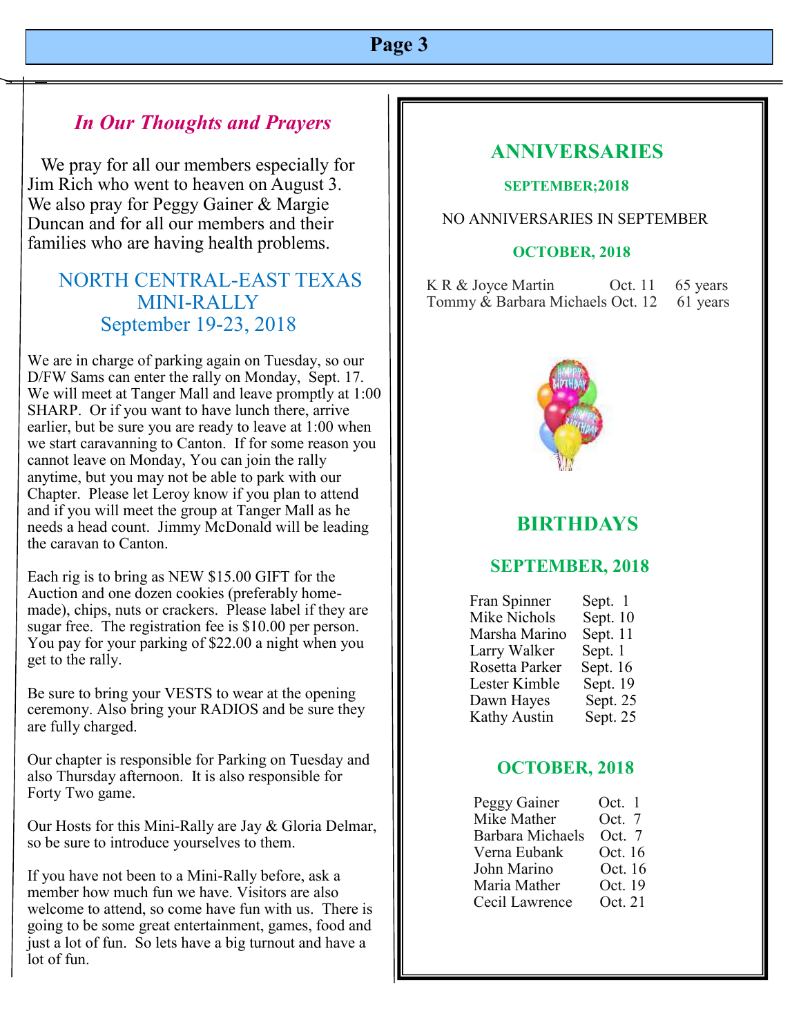## *In Our Thoughts and Prayers*

We pray for all our members especially for Jim Rich who went to heaven on August 3. We also pray for Peggy Gainer & Margie Duncan and for all our members and their families who are having health problems.

## NORTH CENTRAL-EAST TEXAS MINI-RALLY
## September 19-23, 2018

We are in charge of parking again on Tuesday, so our D/FW Sams can enter the rally on Monday, Sept. 17. We will meet at Tanger Mall and leave promptly at 1:00 SHARP. Or if you want to have lunch there, arrive earlier, but be sure you are ready to leave at 1:00 when we start caravanning to Canton. If for some reason you cannot leave on Monday, You can join the rally anytime, but you may not be able to park with our Chapter. Please let Leroy know if you plan to attend and if you will meet the group at Tanger Mall as he needs a head count. Jimmy McDonald will be leading the caravan to Canton.

Each rig is to bring as NEW $15.00 GIFT for the Auction and one dozen cookies (preferably home-made), chips, nuts or crackers. Please label if they are sugar free. The registration fee is $10.00 per person. You pay for your parking of $22.00 a night when you get to the rally.

Be sure to bring your VESTS to wear at the opening ceremony. Also bring your RADIOS and be sure they are fully charged.

Our chapter is responsible for Parking on Tuesday and also Thursday afternoon. It is also responsible for Forty Two game.

Our Hosts for this Mini-Rally are Jay & Gloria Delmar, so be sure to introduce yourselves to them.

If you have not been to a Mini-Rally before, ask a member how much fun we have. Visitors are also welcome to attend, so come have fun with us. There is going to be some great entertainment, games, food and just a lot of fun. So lets have a big turnout and have a lot of fun.

## ANNIVERSARIES

### SEPTEMBER;2018

NO ANNIVERSARIES IN SEPTEMBER

### OCTOBER, 2018

| | | |
|---|---|---|
| K R & Joyce Martin | Oct. 11 | 65 years |
| Tommy & Barbara Michaels | Oct. 12 | 61 years |

## BIRTHDAYS

### SEPTEMBER, 2018

| | |
|---|---|
| Fran Spinner | Sept. 1 |
| Mike Nichols | Sept. 10 |
| Marsha Marino | Sept. 11 |
| Larry Walker | Sept. 1 |
| Rosetta Parker | Sept. 16 |
| Lester Kimble | Sept. 19 |
| Dawn Hayes | Sept. 25 |
| Kathy Austin | Sept. 25 |

### OCTOBER, 2018

| | |
|---|---|
| Peggy Gainer | Oct. 1 |
| Mike Mather | Oct. 7 |
| Barbara Michaels | Oct. 7 |
| Verna Eubank | Oct. 16 |
| John Marino | Oct. 16 |
| Maria Mather | Oct. 19 |
| Cecil Lawrence | Oct. 21 |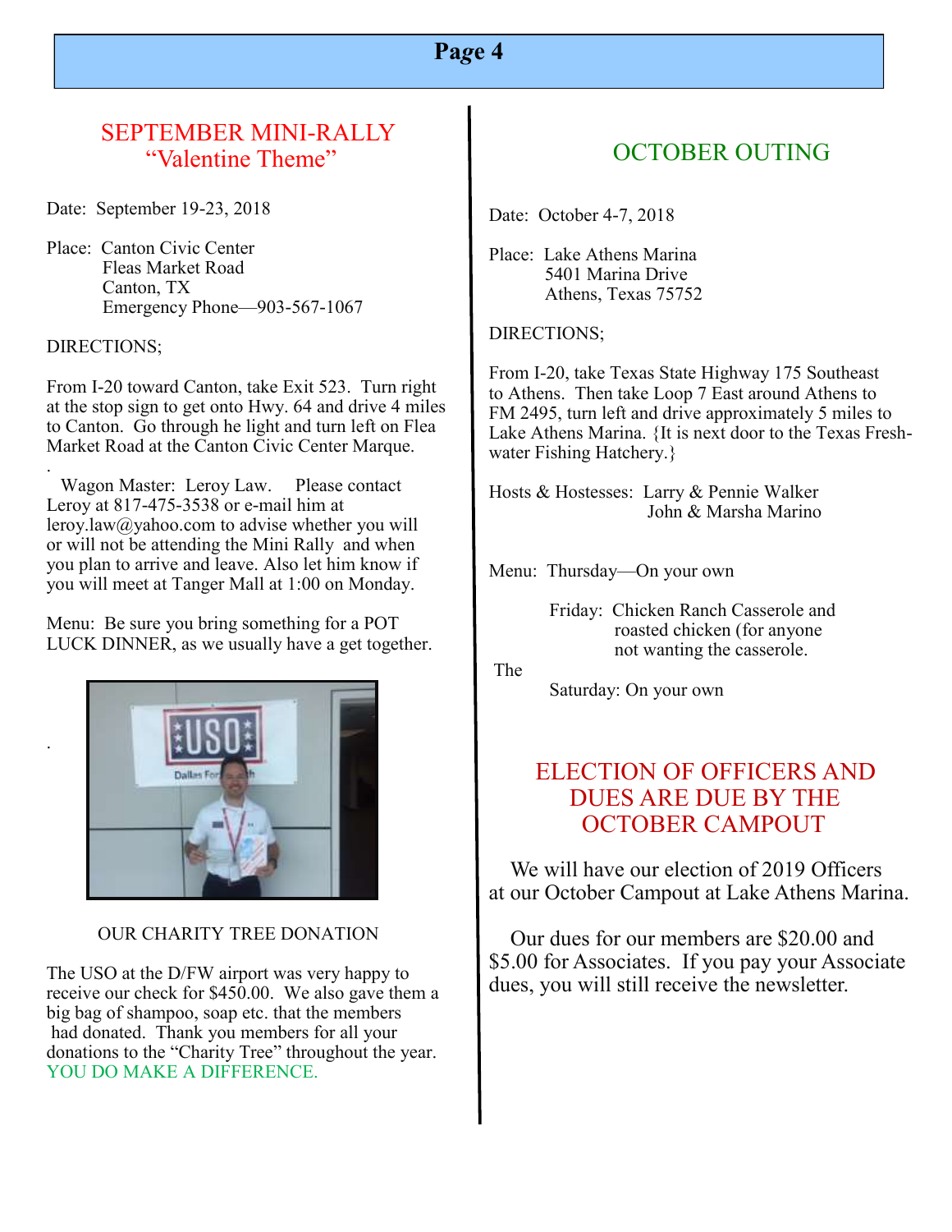## SEPTEMBER MINI-RALLY
## "Valentine Theme"

Date: September 19-23, 2018

Place: Canton Civic Center
Fleas Market Road
Canton, TX
Emergency Phone—903-567-1067

DIRECTIONS;

From I-20 toward Canton, take Exit 523. Turn right at the stop sign to get onto Hwy. 64 and drive 4 miles to Canton. Go through he light and turn left on Flea Market Road at the Canton Civic Center Marque.

Wagon Master: Leroy Law. Please contact Leroy at 817-475-3538 or e-mail him at leroy.law@yahoo.com to advise whether you will or will not be attending the Mini Rally and when you plan to arrive and leave. Also let him know if you will meet at Tanger Mall at 1:00 on Monday.

Menu: Be sure you bring something for a POT LUCK DINNER, as we usually have a get together.

OUR CHARITY TREE DONATION

The USO at the D/FW airport was very happy to receive our check for $450.00. We also gave them a big bag of shampoo, soap etc. that the members had donated. Thank you members for all your donations to the "Charity Tree" throughout the year. YOU DO MAKE A DIFFERENCE.

## OCTOBER OUTING

Date: October 4-7, 2018

Place: Lake Athens Marina
5401 Marina Drive
Athens, Texas 75752

DIRECTIONS;

From I-20, take Texas State Highway 175 Southeast to Athens. Then take Loop 7 East around Athens to FM 2495, turn left and drive approximately 5 miles to Lake Athens Marina. {It is next door to the Texas Freshwater Fishing Hatchery.}

Hosts & Hostesses: Larry & Pennie Walker
John & Marsha Marino

Menu: Thursday—On your own

Friday: Chicken Ranch Casserole and roasted chicken (for anyone not wanting the casserole.

The

Saturday: On your own

## ELECTION OF OFFICERS AND DUES ARE DUE BY THE OCTOBER CAMPOUT

We will have our election of 2019 Officers at our October Campout at Lake Athens Marina.

Our dues for our members are $20.00 and $5.00 for Associates. If you pay your Associate dues, you will still receive the newsletter.